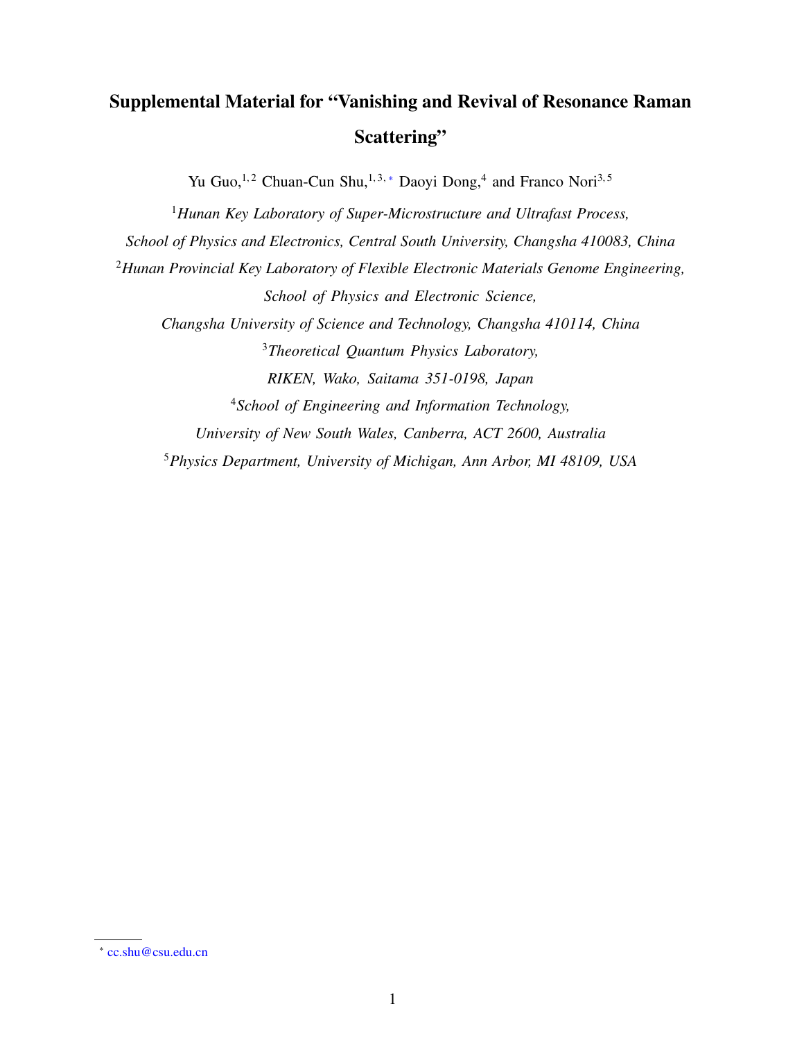# Supplemental Material for "Vanishing and Revival of Resonance Raman Scattering"

Yu Guo,[1,2] Chuan-Cun Shu,[1,3,*] Daoyi Dong,[4] and Franco Nori[3,5]

[1]*Hunan Key Laboratory of Super-Microstructure and Ultrafast Process, School of Physics and Electronics, Central South University, Changsha 410083, China*

[2]*Hunan Provincial Key Laboratory of Flexible Electronic Materials Genome Engineering, School of Physics and Electronic Science, Changsha University of Science and Technology, Changsha 410114, China*

[3]*Theoretical Quantum Physics Laboratory, RIKEN, Wako, Saitama 351-0198, Japan*

[4]*School of Engineering and Information Technology, University of New South Wales, Canberra, ACT 2600, Australia*

[5]*Physics Department, University of Michigan, Ann Arbor, MI 48109, USA*

[*] cc.shu@csu.edu.cn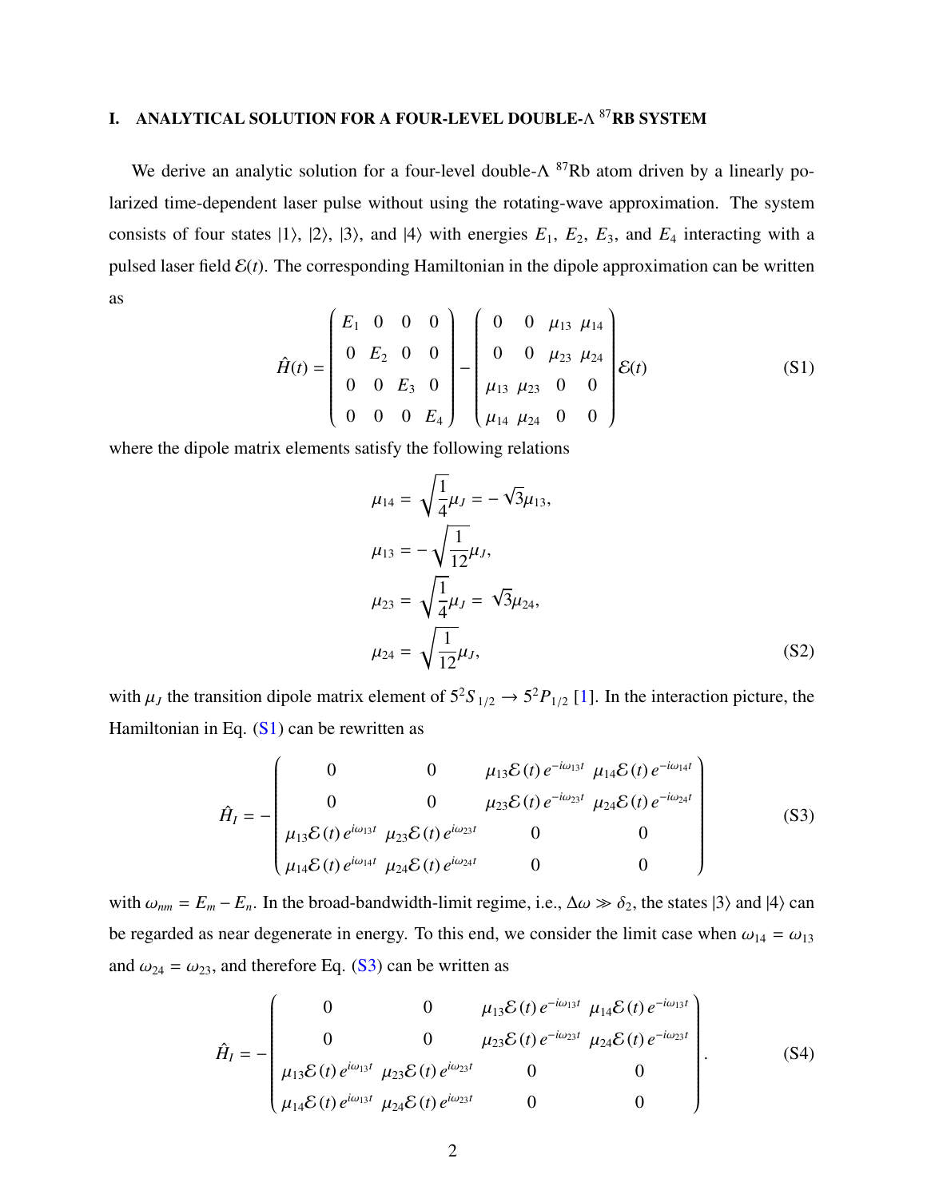# I. ANALYTICAL SOLUTION FOR A FOUR-LEVEL DOUBLE-$\Lambda$ $^{87}$RB SYSTEM

We derive an analytic solution for a four-level double-$\Lambda$ $^{87}$Rb atom driven by a linearly polarized time-dependent laser pulse without using the rotating-wave approximation. The system consists of four states $|1\rangle$, $|2\rangle$, $|3\rangle$, and $|4\rangle$ with energies $E_1$, $E_2$, $E_3$, and $E_4$ interacting with a pulsed laser field $\mathcal{E}(t)$. The corresponding Hamiltonian in the dipole approximation can be written as

$$\hat{H}(t) = \begin{pmatrix} E_1 & 0 & 0 & 0 \\ 0 & E_2 & 0 & 0 \\ 0 & 0 & E_3 & 0 \\ 0 & 0 & 0 & E_4 \end{pmatrix} - \begin{pmatrix} 0 & 0 & \mu_{13} & \mu_{14} \\ 0 & 0 & \mu_{23} & \mu_{24} \\ \mu_{13} & \mu_{23} & 0 & 0 \\ \mu_{14} & \mu_{24} & 0 & 0 \end{pmatrix} \mathcal{E}(t) \tag{S1}$$

where the dipole matrix elements satisfy the following relations

$$\begin{aligned}
\mu_{14} &= \sqrt{\frac{1}{4}}\mu_J = -\sqrt{3}\mu_{13}, \\
\mu_{13} &= -\sqrt{\frac{1}{12}}\mu_J, \\
\mu_{23} &= \sqrt{\frac{1}{4}}\mu_J = \sqrt{3}\mu_{24}, \\
\mu_{24} &= \sqrt{\frac{1}{12}}\mu_J,
\end{aligned} \tag{S2}$$

with $\mu_J$ the transition dipole matrix element of $5^2S_{1/2} \rightarrow 5^2P_{1/2}$ [1]. In the interaction picture, the Hamiltonian in Eq. (S1) can be rewritten as

$$\hat{H}_I = -\begin{pmatrix} 0 & 0 & \mu_{13}\mathcal{E}(t)\, e^{-i\omega_{13}t} & \mu_{14}\mathcal{E}(t)\, e^{-i\omega_{14}t} \\ 0 & 0 & \mu_{23}\mathcal{E}(t)\, e^{-i\omega_{23}t} & \mu_{24}\mathcal{E}(t)\, e^{-i\omega_{24}t} \\ \mu_{13}\mathcal{E}(t)\, e^{i\omega_{13}t} & \mu_{23}\mathcal{E}(t)\, e^{i\omega_{23}t} & 0 & 0 \\ \mu_{14}\mathcal{E}(t)\, e^{i\omega_{14}t} & \mu_{24}\mathcal{E}(t)\, e^{i\omega_{24}t} & 0 & 0 \end{pmatrix} \tag{S3}$$

with $\omega_{nm} = E_m - E_n$. In the broad-bandwidth-limit regime, i.e., $\Delta\omega \gg \delta_2$, the states $|3\rangle$ and $|4\rangle$ can be regarded as near degenerate in energy. To this end, we consider the limit case when $\omega_{14} = \omega_{13}$ and $\omega_{24} = \omega_{23}$, and therefore Eq. (S3) can be written as

$$\hat{H}_I = -\begin{pmatrix} 0 & 0 & \mu_{13}\mathcal{E}(t)\, e^{-i\omega_{13}t} & \mu_{14}\mathcal{E}(t)\, e^{-i\omega_{13}t} \\ 0 & 0 & \mu_{23}\mathcal{E}(t)\, e^{-i\omega_{23}t} & \mu_{24}\mathcal{E}(t)\, e^{-i\omega_{23}t} \\ \mu_{13}\mathcal{E}(t)\, e^{i\omega_{13}t} & \mu_{23}\mathcal{E}(t)\, e^{i\omega_{23}t} & 0 & 0 \\ \mu_{14}\mathcal{E}(t)\, e^{i\omega_{13}t} & \mu_{24}\mathcal{E}(t)\, e^{i\omega_{23}t} & 0 & 0 \end{pmatrix}. \tag{S4}$$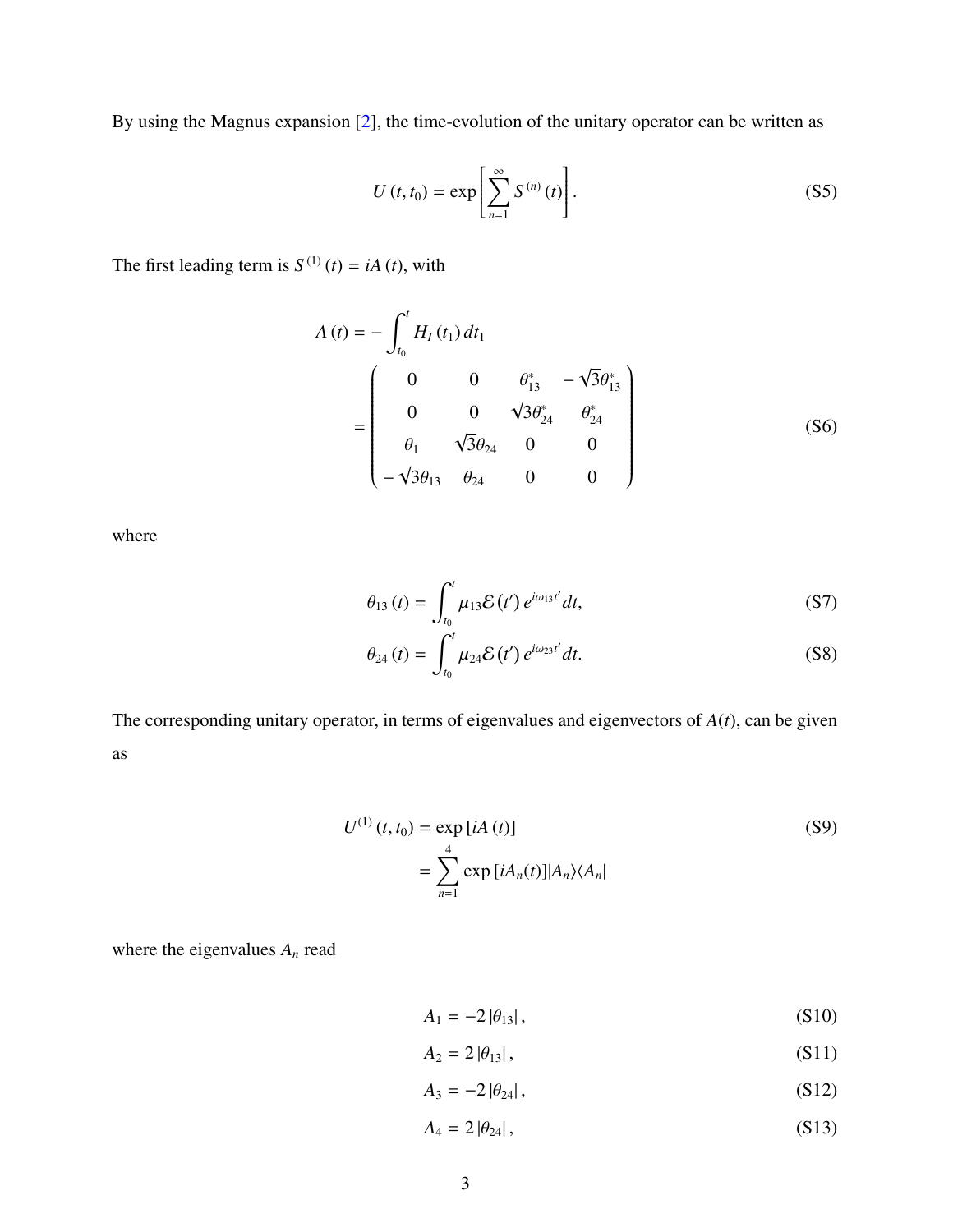By using the Magnus expansion [2], the time-evolution of the unitary operator can be written as

$$U(t, t_0) = \exp\left[\sum_{n=1}^{\infty} S^{(n)}(t)\right]. \tag{S5}$$

The first leading term is $S^{(1)}(t) = iA(t)$, with

$$\begin{aligned} A(t) &= -\int_{t_0}^{t} H_I(t_1)\, dt_1 \\ &= \begin{pmatrix} 0 & 0 & \theta_{13}^{*} & -\sqrt{3}\theta_{13}^{*} \\ 0 & 0 & \sqrt{3}\theta_{24}^{*} & \theta_{24}^{*} \\ \theta_1 & \sqrt{3}\theta_{24} & 0 & 0 \\ -\sqrt{3}\theta_{13} & \theta_{24} & 0 & 0 \end{pmatrix} \end{aligned} \tag{S6}$$

where

$$\theta_{13}(t) = \int_{t_0}^{t} \mu_{13}\mathcal{E}(t')\, e^{i\omega_{13}t'} dt, \tag{S7}$$

$$\theta_{24}(t) = \int_{t_0}^{t} \mu_{24}\mathcal{E}(t')\, e^{i\omega_{23}t'} dt. \tag{S8}$$

The corresponding unitary operator, in terms of eigenvalues and eigenvectors of $A(t)$, can be given as

$$\begin{aligned} U^{(1)}(t, t_0) &= \exp[iA(t)] \\ &= \sum_{n=1}^{4} \exp[iA_n(t)] |A_n\rangle\langle A_n| \end{aligned} \tag{S9}$$

where the eigenvalues $A_n$ read

$$A_1 = -2\,|\theta_{13}|, \tag{S10}$$

$$A_2 = 2\,|\theta_{13}|, \tag{S11}$$

$$A_3 = -2\,|\theta_{24}|, \tag{S12}$$

$$A_4 = 2\,|\theta_{24}|, \tag{S13}$$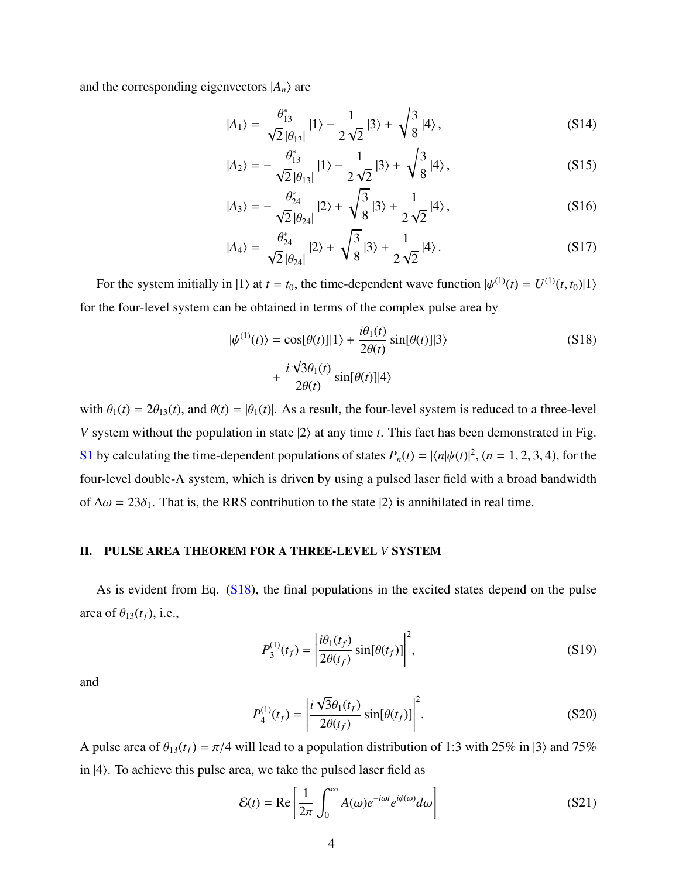and the corresponding eigenvectors $|A_n\rangle$ are

$$|A_1\rangle = \frac{\theta_{13}^*}{\sqrt{2}\,|\theta_{13}|}\,|1\rangle - \frac{1}{2\sqrt{2}}\,|3\rangle + \sqrt{\frac{3}{8}}\,|4\rangle\,, \tag{S14}$$

$$|A_2\rangle = -\frac{\theta_{13}^*}{\sqrt{2}\,|\theta_{13}|}\,|1\rangle - \frac{1}{2\sqrt{2}}\,|3\rangle + \sqrt{\frac{3}{8}}\,|4\rangle\,, \tag{S15}$$

$$|A_3\rangle = -\frac{\theta_{24}^*}{\sqrt{2}\,|\theta_{24}|}\,|2\rangle + \sqrt{\frac{3}{8}}\,|3\rangle + \frac{1}{2\sqrt{2}}\,|4\rangle\,, \tag{S16}$$

$$|A_4\rangle = \frac{\theta_{24}^*}{\sqrt{2}\,|\theta_{24}|}\,|2\rangle + \sqrt{\frac{3}{8}}\,|3\rangle + \frac{1}{2\sqrt{2}}\,|4\rangle\,. \tag{S17}$$

For the system initially in $|1\rangle$ at $t = t_0$, the time-dependent wave function $|\psi^{(1)}(t) = U^{(1)}(t, t_0)|1\rangle$ for the four-level system can be obtained in terms of the complex pulse area by

$$\begin{aligned}|\psi^{(1)}(t)\rangle = \cos[\theta(t)]|1\rangle + \frac{i\theta_1(t)}{2\theta(t)}\sin[\theta(t)]|3\rangle \\ + \frac{i\sqrt{3}\theta_1(t)}{2\theta(t)}\sin[\theta(t)]|4\rangle\end{aligned} \tag{S18}$$

with $\theta_1(t) = 2\theta_{13}(t)$, and $\theta(t) = |\theta_1(t)|$. As a result, the four-level system is reduced to a three-level $V$ system without the population in state $|2\rangle$ at any time $t$. This fact has been demonstrated in Fig. S1 by calculating the time-dependent populations of states $P_n(t) = |\langle n|\psi(t)|^2$, $(n = 1, 2, 3, 4)$, for the four-level double-$\Lambda$ system, which is driven by using a pulsed laser field with a broad bandwidth of $\Delta\omega = 23\delta_1$. That is, the RRS contribution to the state $|2\rangle$ is annihilated in real time.

## II. PULSE AREA THEOREM FOR A THREE-LEVEL $V$ SYSTEM

As is evident from Eq. (S18), the final populations in the excited states depend on the pulse area of $\theta_{13}(t_f)$, i.e.,

$$P_3^{(1)}(t_f) = \left|\frac{i\theta_1(t_f)}{2\theta(t_f)}\sin[\theta(t_f)]\right|^2, \tag{S19}$$

and

$$P_4^{(1)}(t_f) = \left|\frac{i\sqrt{3}\theta_1(t_f)}{2\theta(t_f)}\sin[\theta(t_f)]\right|^2. \tag{S20}$$

A pulse area of $\theta_{13}(t_f) = \pi/4$ will lead to a population distribution of 1:3 with 25% in $|3\rangle$ and 75% in $|4\rangle$. To achieve this pulse area, we take the pulsed laser field as

$$\mathcal{E}(t) = \mathrm{Re}\left[\frac{1}{2\pi}\int_0^\infty A(\omega)e^{-i\omega t}e^{i\phi(\omega)}d\omega\right] \tag{S21}$$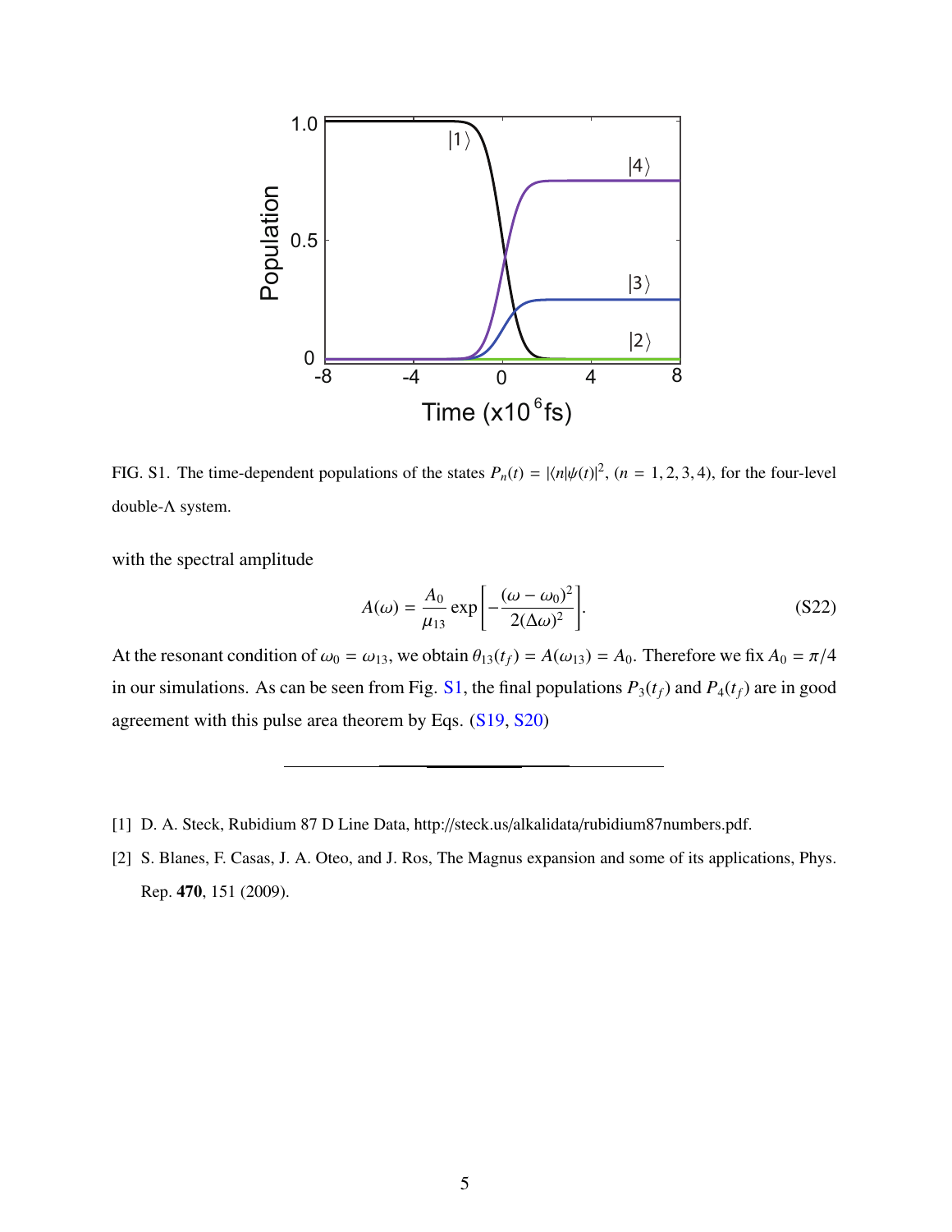1.0

0.5

0

Population

-8

-4

0

4

8

Time (x10$^6$fs)

|1⟩

|4⟩

|3⟩

|2⟩

FIG. S1. The time-dependent populations of the states $P_n(t) = |\langle n|\psi(t)\rangle|^2$, ($n = 1, 2, 3, 4$), for the four-level double-Λ system.

with the spectral amplitude

$$A(\omega) = \frac{A_0}{\mu_{13}} \exp\left[-\frac{(\omega - \omega_0)^2}{2(\Delta\omega)^2}\right]. \tag{S22}$$

At the resonant condition of $\omega_0 = \omega_{13}$, we obtain $\theta_{13}(t_f) = A(\omega_{13}) = A_0$. Therefore we fix $A_0 = \pi/4$ in our simulations. As can be seen from Fig. S1, the final populations $P_3(t_f)$ and $P_4(t_f)$ are in good agreement with this pulse area theorem by Eqs. (S19, S20)

---

[1] D. A. Steck, Rubidium 87 D Line Data, http://steck.us/alkalidata/rubidium87numbers.pdf.

[2] S. Blanes, F. Casas, J. A. Oteo, and J. Ros, The Magnus expansion and some of its applications, Phys. Rep. **470**, 151 (2009).